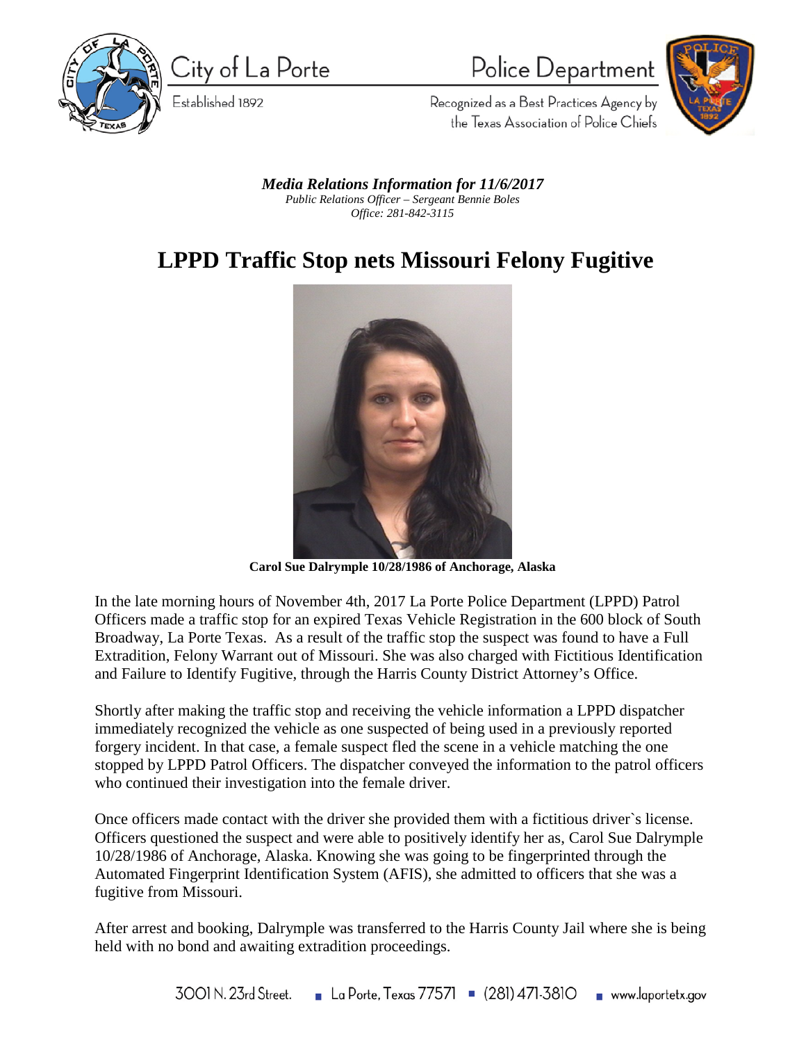City of La Porte
Established 1892

Police Department
Recognized as a Best Practices Agency by the Texas Association of Police Chiefs

***Media Relations Information for 11/6/2017***
*Public Relations Officer – Sergeant Bennie Boles*
*Office: 281-842-3115*

# LPPD Traffic Stop nets Missouri Felony Fugitive

**Carol Sue Dalrymple 10/28/1986 of Anchorage, Alaska**

In the late morning hours of November 4th, 2017 La Porte Police Department (LPPD) Patrol Officers made a traffic stop for an expired Texas Vehicle Registration in the 600 block of South Broadway, La Porte Texas. As a result of the traffic stop the suspect was found to have a Full Extradition, Felony Warrant out of Missouri. She was also charged with Fictitious Identification and Failure to Identify Fugitive, through the Harris County District Attorney's Office.

Shortly after making the traffic stop and receiving the vehicle information a LPPD dispatcher immediately recognized the vehicle as one suspected of being used in a previously reported forgery incident. In that case, a female suspect fled the scene in a vehicle matching the one stopped by LPPD Patrol Officers. The dispatcher conveyed the information to the patrol officers who continued their investigation into the female driver.

Once officers made contact with the driver she provided them with a fictitious driver`s license. Officers questioned the suspect and were able to positively identify her as, Carol Sue Dalrymple 10/28/1986 of Anchorage, Alaska. Knowing she was going to be fingerprinted through the Automated Fingerprint Identification System (AFIS), she admitted to officers that she was a fugitive from Missouri.

After arrest and booking, Dalrymple was transferred to the Harris County Jail where she is being held with no bond and awaiting extradition proceedings.

3001 N. 23rd Street. ▪ La Porte, Texas 77571 ▪ (281) 471-3810 ▪ www.laportetx.gov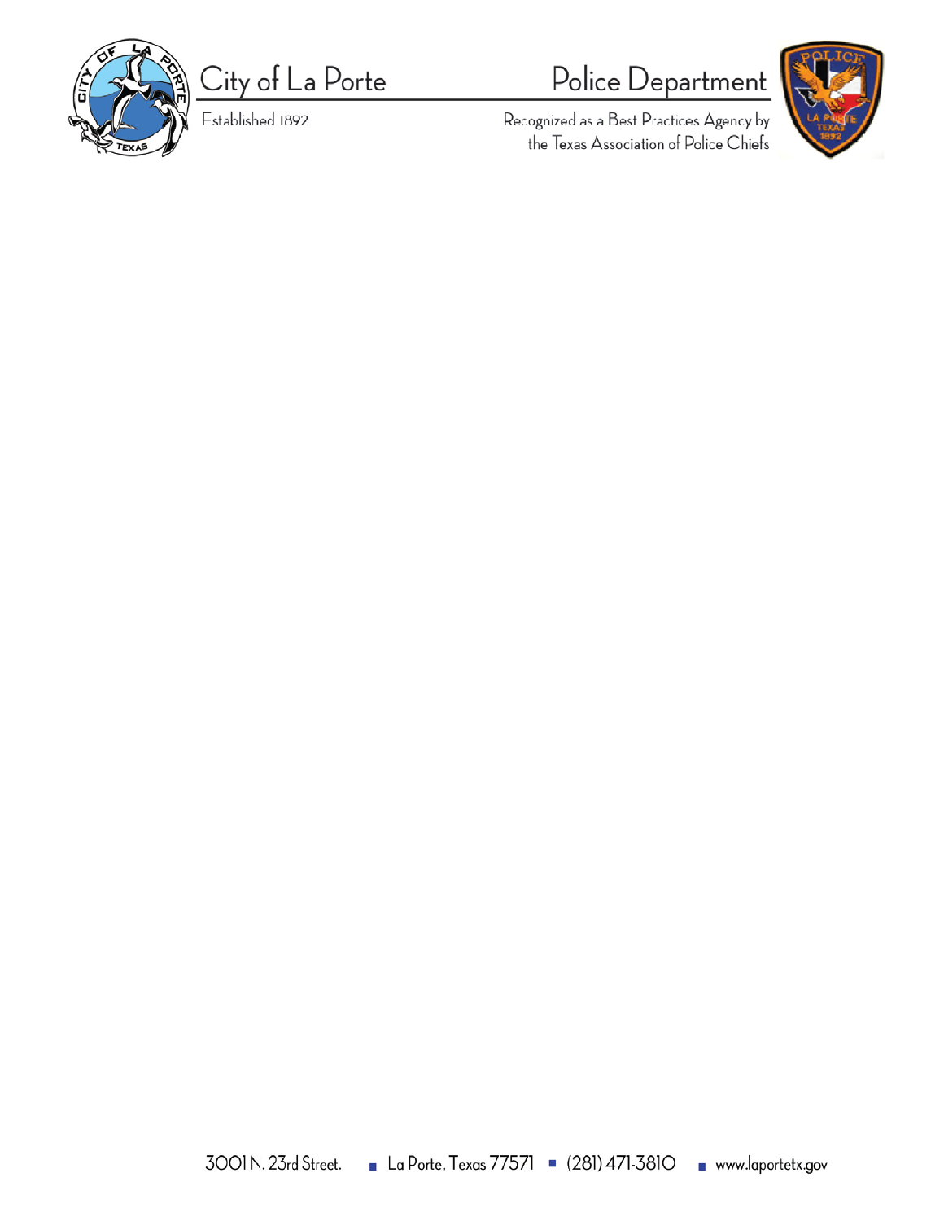City of La Porte

Established 1892

Police Department

Recognized as a Best Practices Agency by the Texas Association of Police Chiefs

3001 N. 23rd Street. ▪ La Porte, Texas 77571 ▪ (281) 471-3810 ▪ www.laportetx.gov